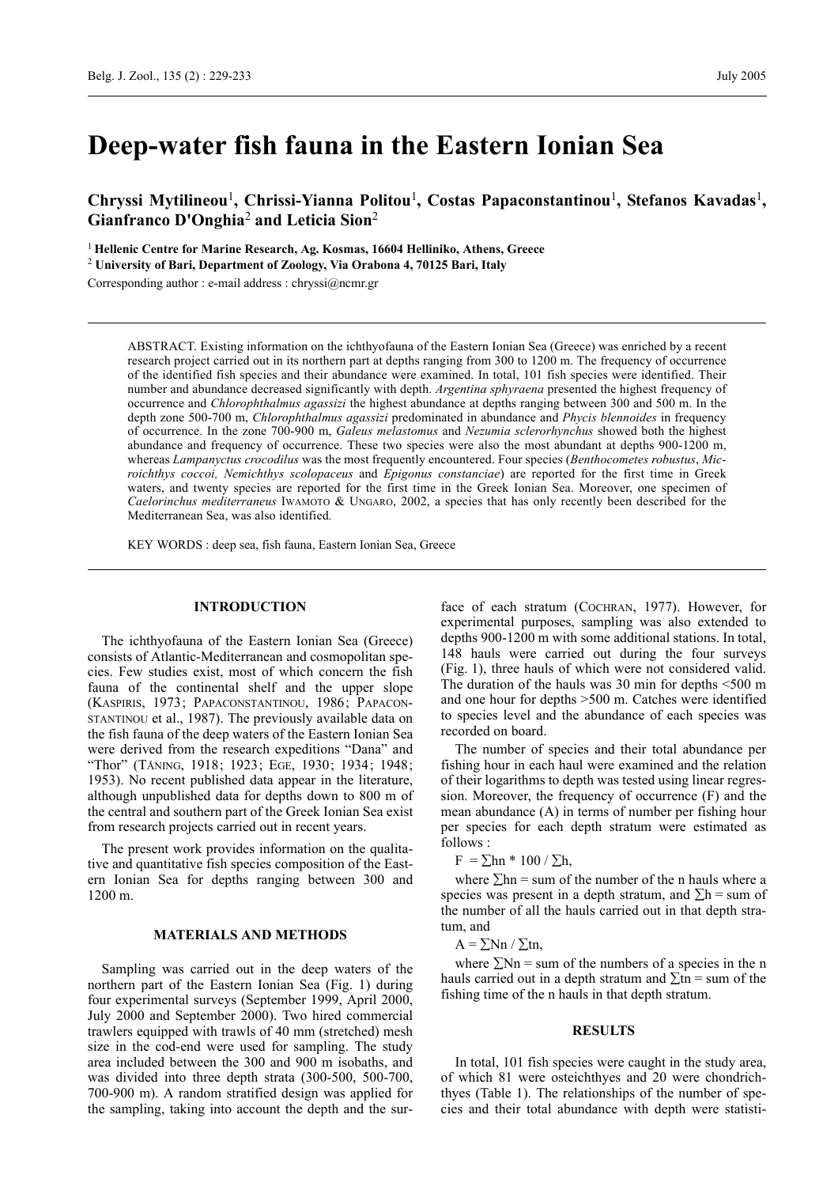# Deep-water fish fauna in the Eastern Ionian Sea

**Chryssi Mytilineou[1], Chrissi-Yianna Politou[1], Costas Papaconstantinou[1], Stefanos Kavadas[1], Gianfranco D'Onghia[2] and Leticia Sion[2]**

[1] **Hellenic Centre for Marine Research, Ag. Kosmas, 16604 Helliniko, Athens, Greece**

[2] **University of Bari, Department of Zoology, Via Orabona 4, 70125 Bari, Italy**

Corresponding author : e-mail address : chryssi@ncmr.gr

ABSTRACT. Existing information on the ichthyofauna of the Eastern Ionian Sea (Greece) was enriched by a recent research project carried out in its northern part at depths ranging from 300 to 1200 m. The frequency of occurrence of the identified fish species and their abundance were examined. In total, 101 fish species were identified. Their number and abundance decreased significantly with depth. *Argentina sphyraena* presented the highest frequency of occurrence and *Chlorophthalmus agassizi* the highest abundance at depths ranging between 300 and 500 m. In the depth zone 500-700 m, *Chlorophthalmus agassizi* predominated in abundance and *Phycis blennoides* in frequency of occurrence. In the zone 700-900 m, *Galeus melastomus* and *Nezumia sclerorhynchus* showed both the highest abundance and frequency of occurrence. These two species were also the most abundant at depths 900-1200 m, whereas *Lampanyctus crocodilus* was the most frequently encountered. Four species (*Benthocometes robustus*, *Microichthys coccoi, Nemichthys scolopaceus* and *Epigonus constanciae*) are reported for the first time in Greek waters, and twenty species are reported for the first time in the Greek Ionian Sea. Moreover, one specimen of *Caelorinchus mediterraneus* IWAMOTO & UNGARO, 2002, a species that has only recently been described for the Mediterranean Sea, was also identified.

KEY WORDS : deep sea, fish fauna, Eastern Ionian Sea, Greece

## INTRODUCTION

The ichthyofauna of the Eastern Ionian Sea (Greece) consists of Atlantic-Mediterranean and cosmopolitan species. Few studies exist, most of which concern the fish fauna of the continental shelf and the upper slope (KASPIRIS, 1973; PAPACONSTANTINOU, 1986; PAPACONSTANTINOU et al., 1987). The previously available data on the fish fauna of the deep waters of the Eastern Ionian Sea were derived from the research expeditions "Dana" and "Thor" (TÅNING, 1918; 1923; EGE, 1930; 1934; 1948; 1953). No recent published data appear in the literature, although unpublished data for depths down to 800 m of the central and southern part of the Greek Ionian Sea exist from research projects carried out in recent years.

The present work provides information on the qualitative and quantitative fish species composition of the Eastern Ionian Sea for depths ranging between 300 and 1200 m.

## MATERIALS AND METHODS

Sampling was carried out in the deep waters of the northern part of the Eastern Ionian Sea (Fig. 1) during four experimental surveys (September 1999, April 2000, July 2000 and September 2000). Two hired commercial trawlers equipped with trawls of 40 mm (stretched) mesh size in the cod-end were used for sampling. The study area included between the 300 and 900 m isobaths, and was divided into three depth strata (300-500, 500-700, 700-900 m). A random stratified design was applied for the sampling, taking into account the depth and the surface of each stratum (COCHRAN, 1977). However, for experimental purposes, sampling was also extended to depths 900-1200 m with some additional stations. In total, 148 hauls were carried out during the four surveys (Fig. 1), three hauls of which were not considered valid. The duration of the hauls was 30 min for depths <500 m and one hour for depths >500 m. Catches were identified to species level and the abundance of each species was recorded on board.

The number of species and their total abundance per fishing hour in each haul were examined and the relation of their logarithms to depth was tested using linear regression. Moreover, the frequency of occurrence (F) and the mean abundance (A) in terms of number per fishing hour per species for each depth stratum were estimated as follows :

$$F = \sum hn * 100 / \sum h,$$

where $\sum hn$ = sum of the number of the n hauls where a species was present in a depth stratum, and $\sum h$ = sum of the number of all the hauls carried out in that depth stratum, and

$$A = \sum Nn / \sum tn,$$

where $\sum Nn$ = sum of the numbers of a species in the n hauls carried out in a depth stratum and $\sum tn$ = sum of the fishing time of the n hauls in that depth stratum.

## RESULTS

In total, 101 fish species were caught in the study area, of which 81 were osteichthyes and 20 were chondrichthyes (Table 1). The relationships of the number of species and their total abundance with depth were statisti-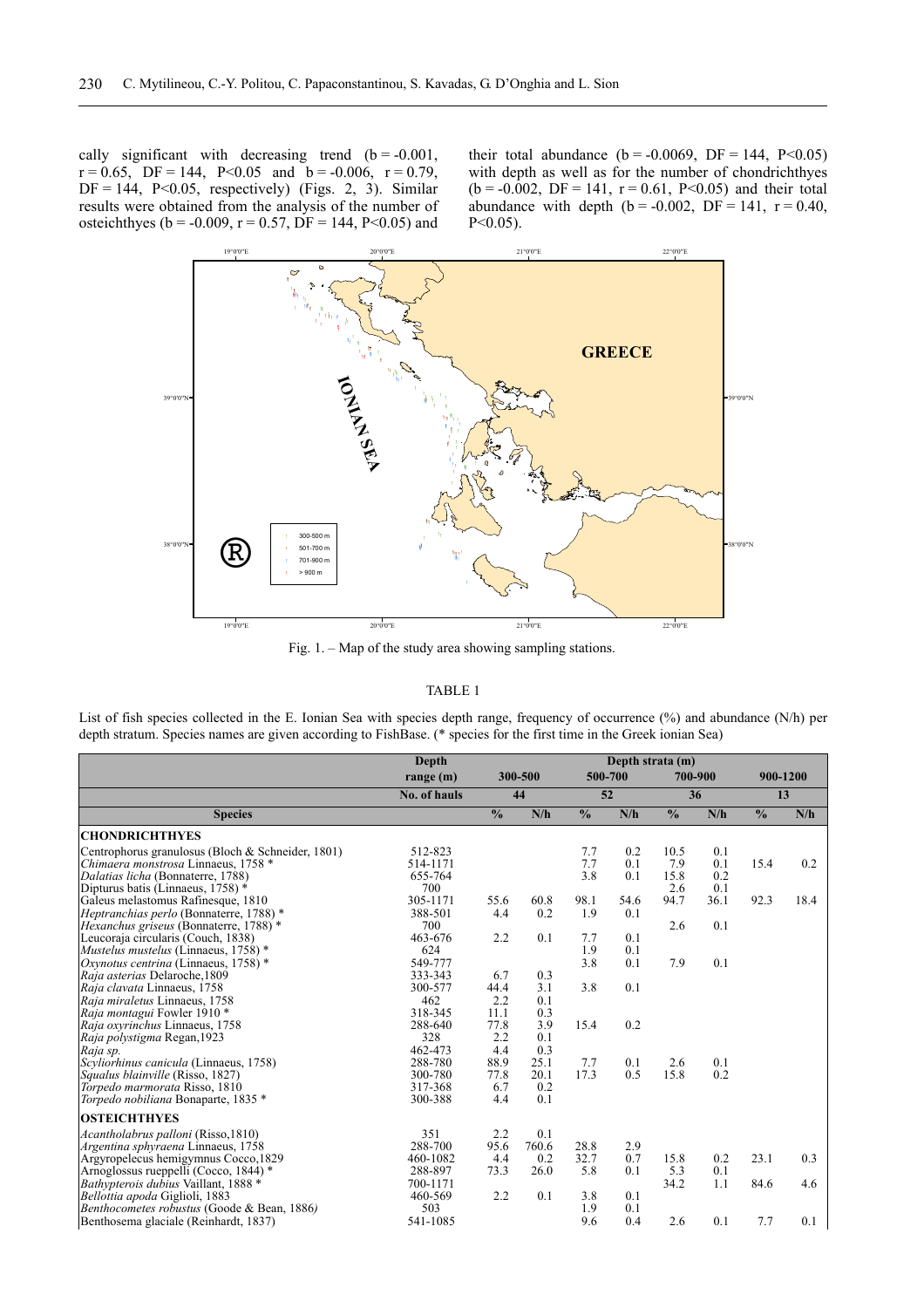cally significant with decreasing trend ($b = -0.001$, $r = 0.65$, $DF = 144$, $P<0.05$ and $b = -0.006$, $r = 0.79$, $DF = 144$, $P<0.05$, respectively) (Figs. 2, 3). Similar results were obtained from the analysis of the number of osteichthyes ($b = -0.009$, $r = 0.57$, $DF = 144$, $P<0.05$) and their total abundance ($b = -0.0069$, $DF = 144$, $P<0.05$) with depth as well as for the number of chondrichthyes ($b = -0.002$, $DF = 141$, $r = 0.61$, $P<0.05$) and their total abundance with depth ($b = -0.002$, $DF = 141$, $r = 0.40$, $P<0.05$).

Fig. 1. – Map of the study area showing sampling stations.

TABLE 1

List of fish species collected in the E. Ionian Sea with species depth range, frequency of occurrence (%) and abundance (N/h) per depth stratum. Species names are given according to FishBase. (* species for the first time in the Greek ionian Sea)

| | Depth range (m) | Depth strata (m) | | | | | | | |
|---|---|---|---|---|---|---|---|---|---|
| | | 300-500 | | 500-700 | | 700-900 | | 900-1200 | |
| | No. of hauls | 44 | | 52 | | 36 | | 13 | |
| **Species** | | % | N/h | % | N/h | % | N/h | % | N/h |
| **CHONDRICHTHYES** | | | | | | | | | |
| Centrophorus granulosus (Bloch & Schneider, 1801) | 512-823 | | | 7.7 | 0.2 | 10.5 | 0.1 | | |
| *Chimaera monstrosa* Linnaeus, 1758 * | 514-1171 | | | 7.7 | 0.1 | 7.9 | 0.1 | 15.4 | 0.2 |
| *Dalatias licha* (Bonnaterre, 1788) | 655-764 | | | 3.8 | 0.1 | 15.8 | 0.2 | | |
| Dipturus batis (Linnaeus, 1758) * | 700 | | | | | 2.6 | 0.1 | | |
| Galeus melastomus Rafinesque, 1810 | 305-1171 | 55.6 | 60.8 | 98.1 | 54.6 | 94.7 | 36.1 | 92.3 | 18.4 |
| *Heptranchias perlo* (Bonnaterre, 1788) * | 388-501 | 4.4 | 0.2 | 1.9 | 0.1 | | | | |
| *Hexanchus griseus* (Bonnaterre, 1788) * | 700 | | | | | 2.6 | 0.1 | | |
| Leucoraja circularis (Couch, 1838) | 463-676 | 2.2 | 0.1 | 7.7 | 0.1 | | | | |
| *Mustelus mustelus* (Linnaeus, 1758) * | 624 | | | 1.9 | 0.1 | | | | |
| *Oxynotus centrina* (Linnaeus, 1758) * | 549-777 | | | 3.8 | 0.1 | 7.9 | 0.1 | | |
| *Raja asterias* Delaroche,1809 | 333-343 | 6.7 | 0.3 | | | | | | |
| *Raja clavata* Linnaeus, 1758 | 300-577 | 44.4 | 3.1 | 3.8 | 0.1 | | | | |
| *Raja miraletus* Linnaeus, 1758 | 462 | 2.2 | 0.1 | | | | | | |
| *Raja montagui* Fowler 1910 * | 318-345 | 11.1 | 0.3 | | | | | | |
| *Raja oxyrinchus* Linnaeus, 1758 | 288-640 | 77.8 | 3.9 | 15.4 | 0.2 | | | | |
| *Raja polystigma* Regan,1923 | 328 | 2.2 | 0.1 | | | | | | |
| *Raja sp.* | 462-473 | 4.4 | 0.3 | | | | | | |
| *Scyliorhinus canicula* (Linnaeus, 1758) | 288-780 | 88.9 | 25.1 | 7.7 | 0.1 | 2.6 | 0.1 | | |
| *Squalus blainville* (Risso, 1827) | 300-780 | 77.8 | 20.1 | 17.3 | 0.5 | 15.8 | 0.2 | | |
| *Torpedo marmorata* Risso, 1810 | 317-368 | 6.7 | 0.2 | | | | | | |
| *Torpedo nobiliana* Bonaparte, 1835 * | 300-388 | 4.4 | 0.1 | | | | | | |
| **OSTEICHTHYES** | | | | | | | | | |
| *Acantholabrus palloni* (Risso,1810) | 351 | 2.2 | 0.1 | | | | | | |
| *Argentina sphyraena* Linnaeus, 1758 | 288-700 | 95.6 | 760.6 | 28.8 | 2.9 | | | | |
| Argyropelecus hemigymnus Cocco,1829 | 460-1082 | 4.4 | 0.2 | 32.7 | 0.7 | 15.8 | 0.2 | 23.1 | 0.3 |
| Arnoglossus rueppelli (Cocco, 1844) * | 288-897 | 73.3 | 26.0 | 5.8 | 0.1 | 5.3 | 0.1 | | |
| *Bathypterois dubius* Vaillant, 1888 * | 700-1171 | | | | | 34.2 | 1.1 | 84.6 | 4.6 |
| *Bellottia apoda* Giglioli, 1883 | 460-569 | 2.2 | 0.1 | 3.8 | 0.1 | | | | |
| *Benthocometes robustus* (Goode & Bean, 1886) | 503 | | | 1.9 | 0.1 | | | | |
| Benthosema glaciale (Reinhardt, 1837) | 541-1085 | | | 9.6 | 0.4 | 2.6 | 0.1 | 7.7 | 0.1 |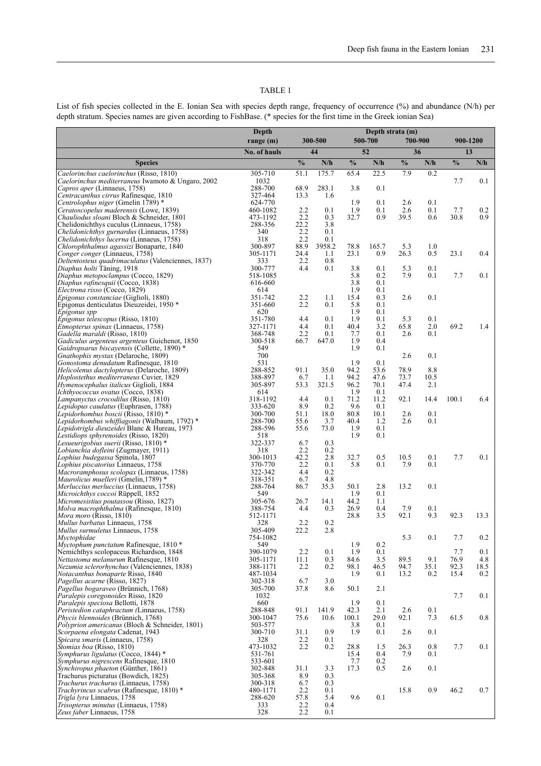TABLE 1

List of fish species collected in the E. Ionian Sea with species depth range, frequency of occurrence (%) and abundance (N/h) per depth stratum. Species names are given according to FishBase. (* species for the first time in the Greek ionian Sea)

| | Depth range (m) | Depth strata (m) | | | | | | | |
|---|---|---|---|---|---|---|---|---|---|
| | | 300-500 | | 500-700 | | 700-900 | | 900-1200 | |
| | No. of hauls | 44 | | 52 | | 36 | | 13 | |
| **Species** | | % | N/h | % | N/h | % | N/h | % | N/h |
| *Caelorinchus caelorinchus* (Risso, 1810) | 305-710 | 51.1 | 175.7 | 65.4 | 22.5 | 7.9 | 0.2 | | |
| *Caelorinchus mediterraneus* Iwamoto & Ungaro, 2002 | 1032 | | | | | | | 7.7 | 0.1 |
| *Capros aper* (Linnaeus, 1758) | 288-700 | 68.9 | 283.1 | 3.8 | 0.1 | | | | |
| *Centracanthus cirrus* Rafinesque, 1810 | 327-464 | 13.3 | 1.6 | | | | | | |
| *Centrolophus niger* (Gmelin 1789) * | 624-770 | | | 1.9 | 0.1 | 2.6 | 0.1 | | |
| *Ceratoscopelus maderensis* (Lowe, 1839) | 460-1082 | 2.2 | 0.1 | 1.9 | 0.1 | 2.6 | 0.1 | 7.7 | 0.2 |
| *Chauliodus sloani* Bloch & Schneider, 1801 | 473-1192 | 2.2 | 0.3 | 32.7 | 0.9 | 39.5 | 0.6 | 30.8 | 0.9 |
| Chelidonichthys cuculus (Linnaeus, 1758) | 288-356 | 22.2 | 3.8 | | | | | | |
| *Chelidonichthys gurnardus* (Linnaeus, 1758) | 340 | 2.2 | 0.1 | | | | | | |
| *Chelidonichthys lucerna* (Linnaeus, 1758) | 318 | 2.2 | 0.1 | | | | | | |
| *Chlorophthalmus agassizi* Bonaparte, 1840 | 300-897 | 88.9 | 3958.2 | 78.8 | 165.7 | 5.3 | 1.0 | | |
| *Conger conger* (Linnaeus, 1758) | 305-1171 | 24.4 | 1.1 | 23.1 | 0.9 | 26.3 | 0.5 | 23.1 | 0.4 |
| *Deltentosteus quadrimaculatus* (Valenciennes, 1837) | 333 | 2.2 | 0.8 | | | | | | |
| *Diaphus holti* Tåning, 1918 | 300-777 | 4.4 | 0.1 | 3.8 | 0.1 | 5.3 | 0.1 | | |
| *Diaphus metopoclampus* (Cocco, 1829) | 518-1085 | | | 5.8 | 0.2 | 7.9 | 0.1 | 7.7 | 0.1 |
| *Diaphus rafinesquii* (Cocco, 1838) | 616-660 | | | 3.8 | 0.1 | | | | |
| *Electrona risso* (Cocco, 1829) | 614 | | | 1.9 | 0.1 | | | | |
| *Epigonus constanciae* (Giglioli, 1880) | 351-742 | 2.2 | 1.1 | 15.4 | 0.3 | 2.6 | 0.1 | | |
| Epigonus denticulatus Dieuzeidei, 1950 * | 351-660 | 2.2 | 0.1 | 5.8 | 0.1 | | | | |
| *Epigonus spp* | 620 | | | 1.9 | 0.1 | | | | |
| *Epigonus telescopus* (Risso, 1810) | 351-780 | 4.4 | 0.1 | 1.9 | 0.1 | 5.3 | 0.1 | | |
| *Etmopterus spinax* (Linnaeus, 1758) | 327-1171 | 4.4 | 0.1 | 40.4 | 3.2 | 65.8 | 2.0 | 69.2 | 1.4 |
| *Gadella maraldi* (Risso, 1810) | 368-748 | 2.2 | 0.1 | 7.7 | 0.1 | 2.6 | 0.1 | | |
| *Gadiculus argenteus argenteus* Guichenot, 1850 | 300-518 | 66.7 | 647.0 | 1.9 | 0.4 | | | | |
| *Gaidropsarus biscayensis* (Collette, 1890) * | 549 | | | 1.9 | 0.1 | | | | |
| *Gnathophis mystax* (Delaroche, 1809) | 700 | | | | | 2.6 | 0.1 | | |
| *Gonostoma denudatum* Rafinesque, 1810 | 531 | | | 1.9 | 0.1 | | | | |
| *Helicolenus dactylopterus* (Delaroche, 1809) | 288-852 | 91.1 | 35.0 | 94.2 | 53.6 | 78.9 | 8.8 | | |
| *Hoplostethus mediterraneus* Cuvier, 1829 | 388-897 | 6.7 | 1.1 | 94.2 | 47.6 | 73.7 | 10.5 | | |
| *Hymenocephalus italicus* Giglioli, 1884 | 305-897 | 53.3 | 321.5 | 96.2 | 70.1 | 47.4 | 2.1 | | |
| *Ichthyococcus ovatus* (Cocco, 1838) | 614 | | | 1.9 | 0.1 | | | | |
| *Lampanyctus crocodilus* (Risso, 1810) | 318-1192 | 4.4 | 0.1 | 71.2 | 11.2 | 92.1 | 14.4 | 100.1 | 6.4 |
| *Lepidopus caudatus* (Euphrasen, 1788) | 333-620 | 8.9 | 0.2 | 9.6 | 0.1 | | | | |
| *Lepidorhombus boscii* (Risso, 1810) * | 300-700 | 51.1 | 18.0 | 80.8 | 10.1 | 2.6 | 0.1 | | |
| *Lepidorhombus whiffiagonis* (Walbaum, 1792) * | 288-700 | 55.6 | 3.7 | 40.4 | 1.2 | 2.6 | 0.1 | | |
| *Lepidotrigla dieuzeidei* Blanc & Hureau, 1973 | 288-596 | 55.6 | 73.0 | 1.9 | 0.1 | | | | |
| *Lestidiops sphyrenoides* (Risso, 1820) | 518 | | | 1.9 | 0.1 | | | | |
| *Lesueurigobius suerii* (Risso, 1810) * | 322-337 | 6.7 | 0.3 | | | | | | |
| *Lobianchia dofleini* (Zugmayer, 1911) | 318 | 2.2 | 0.2 | | | | | | |
| *Lophius budegassa* Spinola, 1807 | 300-1013 | 42.2 | 2.8 | 32.7 | 0.5 | 10.5 | 0.1 | 7.7 | 0.1 |
| *Lophius piscatorius* Linnaeus, 1758 | 370-770 | 2.2 | 0.1 | 5.8 | 0.1 | 7.9 | 0.1 | | |
| *Macroramphosus scolopax* (Linnaeus, 1758) | 322-342 | 4.4 | 0.2 | | | | | | |
| *Maurolicus muelleri* (Gmelin,1789) * | 318-351 | 6.7 | 4.8 | | | | | | |
| *Merluccius merluccius* (Linnaeus, 1758) | 288-764 | 86.7 | 35.3 | 50.1 | 2.8 | 13.2 | 0.1 | | |
| *Microichthys coccoi* Rüppell, 1852 | 549 | | | 1.9 | 0.1 | | | | |
| *Micromesistius poutassou* (Risso, 1827) | 305-676 | 26.7 | 14.1 | 44.2 | 1.1 | | | | |
| *Molva macrophthalma* (Rafinesque, 1810) | 388-754 | 4.4 | 0.3 | 26.9 | 0.4 | 7.9 | 0.1 | | |
| *Mora moro* (Risso, 1810) | 512-1171 | | | 28.8 | 3.5 | 92.1 | 9.3 | 92.3 | 13.3 |
| *Mullus barbatus* Linnaeus, 1758 | 328 | 2.2 | 0.2 | | | | | | |
| *Mullus surmuletus* Linnaeus, 1758 | 305-409 | 22.2 | 2.8 | | | | | | |
| *Myctophidae* | 754-1082 | | | | | 5.3 | 0.1 | 7.7 | 0.2 |
| *Myctophum punctatum* Rafinesque, 1810 * | 549 | | | 1.9 | 0.2 | | | | |
| Nemichthys scolopaceus Richardson, 1848 | 390-1079 | 2.2 | 0.1 | 1.9 | 0.1 | | | 7.7 | 0.1 |
| *Nettastoma melanurum* Rafinesque, 1810 | 305-1171 | 11.1 | 0.3 | 84.6 | 3.5 | 89.5 | 9.1 | 76.9 | 4.8 |
| *Nezumia sclerorhynchus* (Valenciennes, 1838) | 388-1171 | 2.2 | 0.2 | 98.1 | 46.5 | 94.7 | 35.1 | 92.3 | 18.5 |
| *Notacanthus bonaparte* Risso, 1840 | 487-1034 | | | 1.9 | 0.1 | 13.2 | 0.2 | 15.4 | 0.2 |
| *Pagellus acarne* (Risso, 1827) | 302-318 | 6.7 | 3.0 | | | | | | |
| *Pagellus bogaraveo* (Brünnich, 1768) | 305-700 | 37.8 | 8.6 | 50.1 | 2.1 | | | | |
| *Paralepis coregonoides* Risso, 1820 | 1032 | | | | | | | 7.7 | 0.1 |
| *Paralepis speciosa* Bellotti, 1878 | 660 | | | 1.9 | 0.1 | | | | |
| *Peristedion cataphractum (*Linnaeus, 1758) | 288-848 | 91.1 | 141.9 | 42.3 | 2.1 | 2.6 | 0.1 | | |
| *Phycis blennoides* (Brünnich, 1768) | 300-1047 | 75.6 | 10.6 | 100.1 | 29.0 | 92.1 | 7.3 | 61.5 | 0.8 |
| *Polyprion americanus* (Bloch & Schneider, 1801) | 503-577 | | | 3.8 | 0.1 | | | | |
| *Scorpaena elongata* Cadenat, 1943 | 300-710 | 31.1 | 0.9 | 1.9 | 0.1 | 2.6 | 0.1 | | |
| *Spicara smaris* (Linnaeus, 1758) | 328 | 2.2 | 0.1 | | | | | | |
| *Stomias boa* (Risso, 1810) | 473-1032 | 2.2 | 0.2 | 28.8 | 1.5 | 26.3 | 0.8 | 7.7 | 0.1 |
| *Symphurus ligulatus* (Cocco, 1844) * | 531-761 | | | 15.4 | 0.4 | 7.9 | 0.1 | | |
| *Symphurus nigrescens* Rafinesque, 1810 | 533-601 | | | 7.7 | 0.2 | | | | |
| *Synchiropus phaeton* (Günther, 1861) | 302-848 | 31.1 | 3.3 | 17.3 | 0.5 | 2.6 | 0.1 | | |
| Trachurus picturatus (Bowdich, 1825) | 305-368 | 8.9 | 0.3 | | | | | | |
| *Trachurus trachurus* (Linnaeus, 1758) | 300-318 | 6.7 | 0.3 | | | | | | |
| *Trachyrincus scabrus* (Rafinesque, 1810) * | 480-1171 | 2.2 | 0.1 | | | 15.8 | 0.9 | 46.2 | 0.7 |
| *Trigla lyra* Linnaeus, 1758 | 288-620 | 57.8 | 5.4 | 9.6 | 0.1 | | | | |
| *Trisopterus minutus* (Linnaeus, 1758) | 333 | 2.2 | 0.4 | | | | | | |
| *Zeus faber* Linnaeus, 1758 | 328 | 2.2 | 0.1 | | | | | | |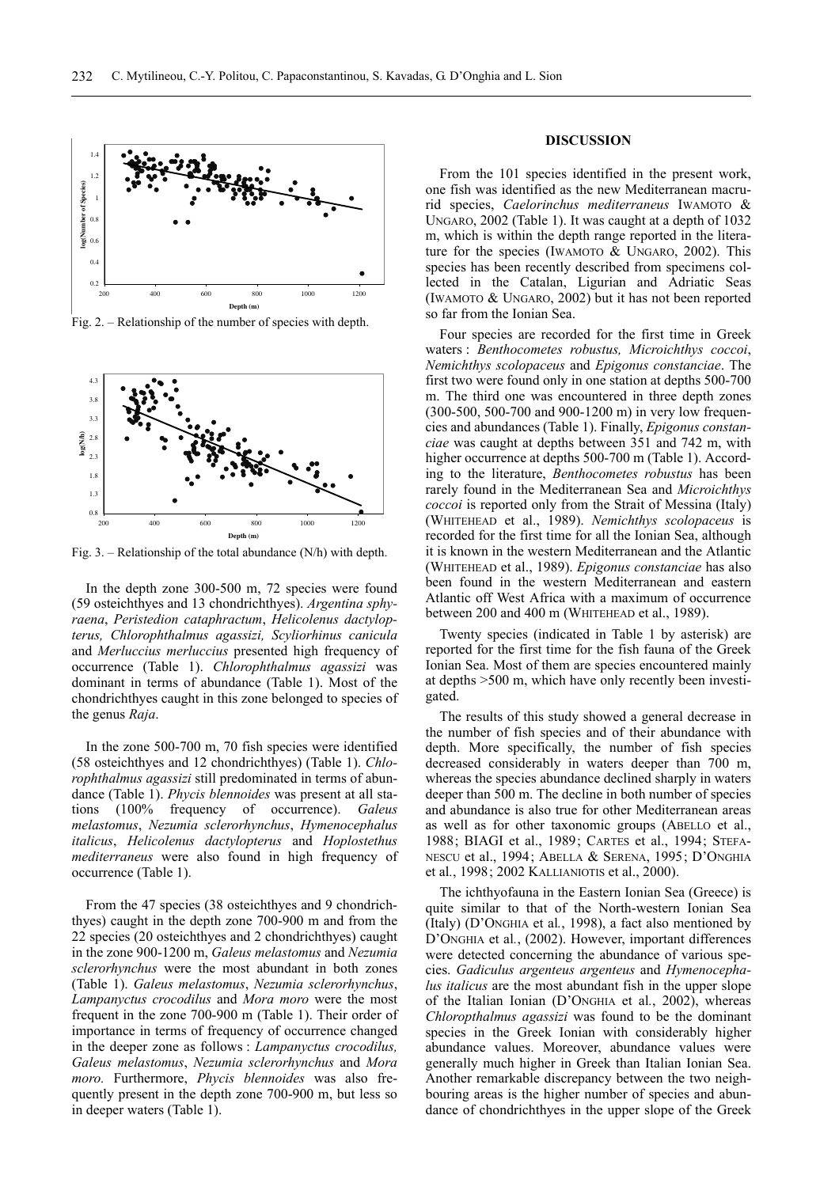Fig. 2. – Relationship of the number of species with depth.

Fig. 3. – Relationship of the total abundance (N/h) with depth.

In the depth zone 300-500 m, 72 species were found (59 osteichthyes and 13 chondrichthyes). *Argentina sphyraena*, *Peristedion cataphractum*, *Helicolenus dactylopterus, Chlorophthalmus agassizi, Scyliorhinus canicula* and *Merluccius merluccius* presented high frequency of occurrence (Table 1). *Chlorophthalmus agassizi* was dominant in terms of abundance (Table 1). Most of the chondrichthyes caught in this zone belonged to species of the genus *Raja*.

In the zone 500-700 m, 70 fish species were identified (58 osteichthyes and 12 chondrichthyes) (Table 1). *Chlorophthalmus agassizi* still predominated in terms of abundance (Table 1). *Phycis blennoides* was present at all stations (100% frequency of occurrence). *Galeus melastomus*, *Nezumia sclerorhynchus*, *Hymenocephalus italicus*, *Helicolenus dactylopterus* and *Hoplostethus mediterraneus* were also found in high frequency of occurrence (Table 1).

From the 47 species (38 osteichthyes and 9 chondrichthyes) caught in the depth zone 700-900 m and from the 22 species (20 osteichthyes and 2 chondrichthyes) caught in the zone 900-1200 m, *Galeus melastomus* and *Nezumia sclerorhynchus* were the most abundant in both zones (Table 1). *Galeus melastomus*, *Nezumia sclerorhynchus*, *Lampanyctus crocodilus* and *Mora moro* were the most frequent in the zone 700-900 m (Table 1). Their order of importance in terms of frequency of occurrence changed in the deeper zone as follows : *Lampanyctus crocodilus, Galeus melastomus*, *Nezumia sclerorhynchus* and *Mora moro.* Furthermore, *Phycis blennoides* was also frequently present in the depth zone 700-900 m, but less so in deeper waters (Table 1).

## DISCUSSION

From the 101 species identified in the present work, one fish was identified as the new Mediterranean macrurid species, *Caelorinchus mediterraneus* IWAMOTO & UNGARO, 2002 (Table 1). It was caught at a depth of 1032 m, which is within the depth range reported in the literature for the species (IWAMOTO & UNGARO, 2002). This species has been recently described from specimens collected in the Catalan, Ligurian and Adriatic Seas (IWAMOTO & UNGARO, 2002) but it has not been reported so far from the Ionian Sea.

Four species are recorded for the first time in Greek waters : *Benthocometes robustus, Microichthys coccoi*, *Nemichthys scolopaceus* and *Epigonus constanciae*. The first two were found only in one station at depths 500-700 m. The third one was encountered in three depth zones (300-500, 500-700 and 900-1200 m) in very low frequencies and abundances (Table 1). Finally, *Epigonus constanciae* was caught at depths between 351 and 742 m, with higher occurrence at depths 500-700 m (Table 1). According to the literature, *Benthocometes robustus* has been rarely found in the Mediterranean Sea and *Microichthys coccoi* is reported only from the Strait of Messina (Italy) (WHITEHEAD et al., 1989). *Nemichthys scolopaceus* is recorded for the first time for all the Ionian Sea, although it is known in the western Mediterranean and the Atlantic (WHITEHEAD et al., 1989). *Epigonus constanciae* has also been found in the western Mediterranean and eastern Atlantic off West Africa with a maximum of occurrence between 200 and 400 m (WHITEHEAD et al., 1989).

Twenty species (indicated in Table 1 by asterisk) are reported for the first time for the fish fauna of the Greek Ionian Sea. Most of them are species encountered mainly at depths >500 m, which have only recently been investigated.

The results of this study showed a general decrease in the number of fish species and of their abundance with depth. More specifically, the number of fish species decreased considerably in waters deeper than 700 m, whereas the species abundance declined sharply in waters deeper than 500 m. The decline in both number of species and abundance is also true for other Mediterranean areas as well as for other taxonomic groups (ABELLO et al., 1988; BIAGI et al., 1989; CARTES et al., 1994; STEFANESCU et al., 1994; ABELLA & SERENA, 1995; D'ONGHIA et al., 1998; 2002 KALLIANIOTIS et al., 2000).

The ichthyofauna in the Eastern Ionian Sea (Greece) is quite similar to that of the North-western Ionian Sea (Italy) (D'ONGHIA et al., 1998), a fact also mentioned by D'ONGHIA et al., (2002). However, important differences were detected concerning the abundance of various species. *Gadiculus argenteus argenteus* and *Hymenocephalus italicus* are the most abundant fish in the upper slope of the Italian Ionian (D'ONGHIA et al., 2002), whereas *Chloropthalmus agassizi* was found to be the dominant species in the Greek Ionian with considerably higher abundance values. Moreover, abundance values were generally much higher in Greek than Italian Ionian Sea. Another remarkable discrepancy between the two neighbouring areas is the higher number of species and abundance of chondrichthyes in the upper slope of the Greek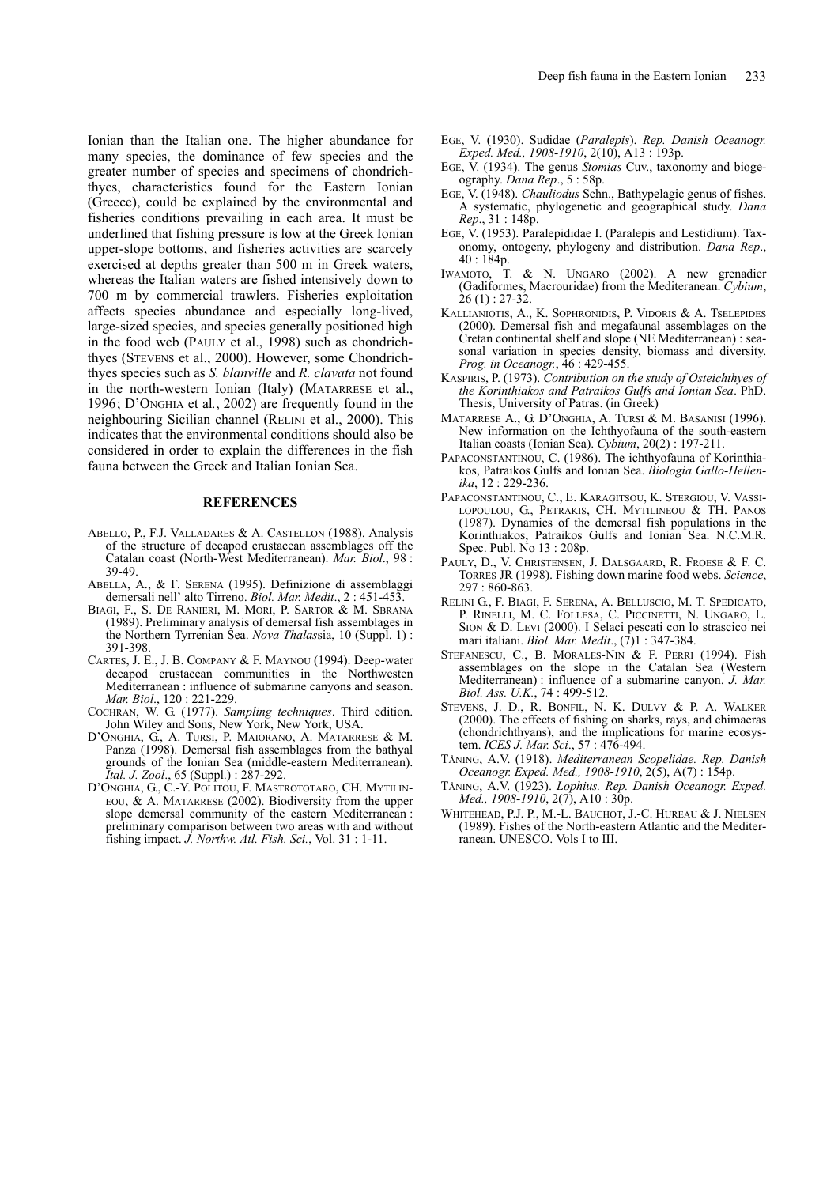Ionian than the Italian one. The higher abundance for many species, the dominance of few species and the greater number of species and specimens of chondrichthyes, characteristics found for the Eastern Ionian (Greece), could be explained by the environmental and fisheries conditions prevailing in each area. It must be underlined that fishing pressure is low at the Greek Ionian upper-slope bottoms, and fisheries activities are scarcely exercised at depths greater than 500 m in Greek waters, whereas the Italian waters are fished intensively down to 700 m by commercial trawlers. Fisheries exploitation affects species abundance and especially long-lived, large-sized species, and species generally positioned high in the food web (PAULY et al., 1998) such as chondrichthyes (STEVENS et al., 2000). However, some Chondrichthyes species such as *S. blanville* and *R. clavata* not found in the north-western Ionian (Italy) (MATARRESE et al., 1996; D'ONGHIA et al., 2002) are frequently found in the neighbouring Sicilian channel (RELINI et al., 2000). This indicates that the environmental conditions should also be considered in order to explain the differences in the fish fauna between the Greek and Italian Ionian Sea.

## REFERENCES

ABELLO, P., F.J. VALLADARES & A. CASTELLON (1988). Analysis of the structure of decapod crustacean assemblages off the Catalan coast (North-West Mediterranean). *Mar. Biol*., 98 : 39-49.

ABELLA, A., & F. SERENA (1995). Definizione di assemblaggi demersali nell' alto Tirreno. *Biol. Mar. Medit*., 2 : 451-453.

BIAGI, F., S. DE RANIERI, M. MORI, P. SARTOR & M. SBRANA (1989). Preliminary analysis of demersal fish assemblages in the Northern Tyrrenian Sea. *Nova Thalass*sia, 10 (Suppl. 1) : 391-398.

CARTES, J. E., J. B. COMPANY & F. MAYNOU (1994). Deep-water decapod crustacean communities in the Northwesten Mediterranean : influence of submarine canyons and season. *Mar. Biol*., 120 : 221-229.

COCHRAN, W. G. (1977). *Sampling techniques*. Third edition. John Wiley and Sons, New York, New York, USA.

D'ONGHIA, G., A. TURSI, P. MAIORANO, A. MATARRESE & M. Panza (1998). Demersal fish assemblages from the bathyal grounds of the Ionian Sea (middle-eastern Mediterranean). *Ital. J. Zool*., 65 (Suppl.) : 287-292.

D'ONGHIA, G., C.-Y. POLITOU, F. MASTROTOTARO, CH. MYTILINEOU, & A. MATARRESE (2002). Biodiversity from the upper slope demersal community of the eastern Mediterranean : preliminary comparison between two areas with and without fishing impact. *J. Northw. Atl. Fish. Sci.*, Vol. 31 : 1-11.

EGE, V. (1930). Sudidae (*Paralepis*). *Rep. Danish Oceanogr. Exped. Med., 1908-1910*, 2(10), A13 : 193p.

EGE, V. (1934). The genus *Stomias* Cuv., taxonomy and biogeography. *Dana Rep*., 5 : 58p.

EGE, V. (1948). *Chauliodus* Schn., Bathypelagic genus of fishes. A systematic, phylogenetic and geographical study. *Dana Rep*., 31 : 148p.

EGE, V. (1953). Paralepididae I. (Paralepis and Lestidium). Taxonomy, ontogeny, phylogeny and distribution. *Dana Rep*., 40 : 184p.

IWAMOTO, T. & N. UNGARO (2002). A new grenadier (Gadiformes, Macrouridae) from the Mediteranean. *Cybium*, 26 (1) : 27-32.

KALLIANIOTIS, A., K. SOPHRONIDIS, P. VIDORIS & A. TSELEPIDES (2000). Demersal fish and megafaunal assemblages on the Cretan continental shelf and slope (NE Mediterranean) : seasonal variation in species density, biomass and diversity. *Prog. in Oceanogr.*, 46 : 429-455.

KASPIRIS, P. (1973). *Contribution on the study of Osteichthyes of the Korinthiakos and Patraikos Gulfs and Ionian Sea*. PhD. Thesis, University of Patras. (in Greek)

MATARRESE A., G. D'ONGHIA, A. TURSI & M. BASANISI (1996). New information on the Ichthyofauna of the south-eastern Italian coasts (Ionian Sea). *Cybium*, 20(2) : 197-211.

PAPACONSTANTINOU, C. (1986). The ichthyofauna of Korinthiakos, Patraikos Gulfs and Ionian Sea. *Biologia Gallo-Hellenika*, 12 : 229-236.

PAPACONSTANTINOU, C., E. KARAGITSOU, K. STERGIOU, V. VASSILOPOULOU, G., PETRAKIS, CH. MYTILINEOU & TH. PANOS (1987). Dynamics of the demersal fish populations in the Korinthiakos, Patraikos Gulfs and Ionian Sea. N.C.M.R. Spec. Publ. No 13 : 208p.

PAULY, D., V. CHRISTENSEN, J. DALSGAARD, R. FROESE & F. C. TORRES JR (1998). Fishing down marine food webs. *Science*, 297 : 860-863.

RELINI G., F. BIAGI, F. SERENA, A. BELLUSCIO, M. T. SPEDICATO, P. RINELLI, M. C. FOLLESA, C. PICCINETTI, N. UNGARO, L. SION & D. LEVI (2000). I Selaci pescati con lo strascico nei mari italiani. *Biol. Mar. Medit*., (7)1 : 347-384.

STEFANESCU, C., B. MORALES-NIN & F. PERRI (1994). Fish assemblages on the slope in the Catalan Sea (Western Mediterranean) : influence of a submarine canyon. *J. Mar. Biol. Ass. U.K.*, 74 : 499-512.

STEVENS, J. D., R. BONFIL, N. K. DULVY & P. A. WALKER (2000). The effects of fishing on sharks, rays, and chimaeras (chondrichthyans), and the implications for marine ecosystem. *ICES J. Mar. Sci*., 57 : 476-494.

TÅNING, A.V. (1918). *Mediterranean Scopelidae. Rep. Danish Oceanogr. Exped. Med., 1908-1910*, 2(5), A(7) : 154p.

TÅNING, A.V. (1923). *Lophius. Rep. Danish Oceanogr. Exped. Med., 1908-1910*, 2(7), A10 : 30p.

WHITEHEAD, P.J. P., M.-L. BAUCHOT, J.-C. HUREAU & J. NIELSEN (1989). Fishes of the North-eastern Atlantic and the Mediterranean. UNESCO. Vols I to III.